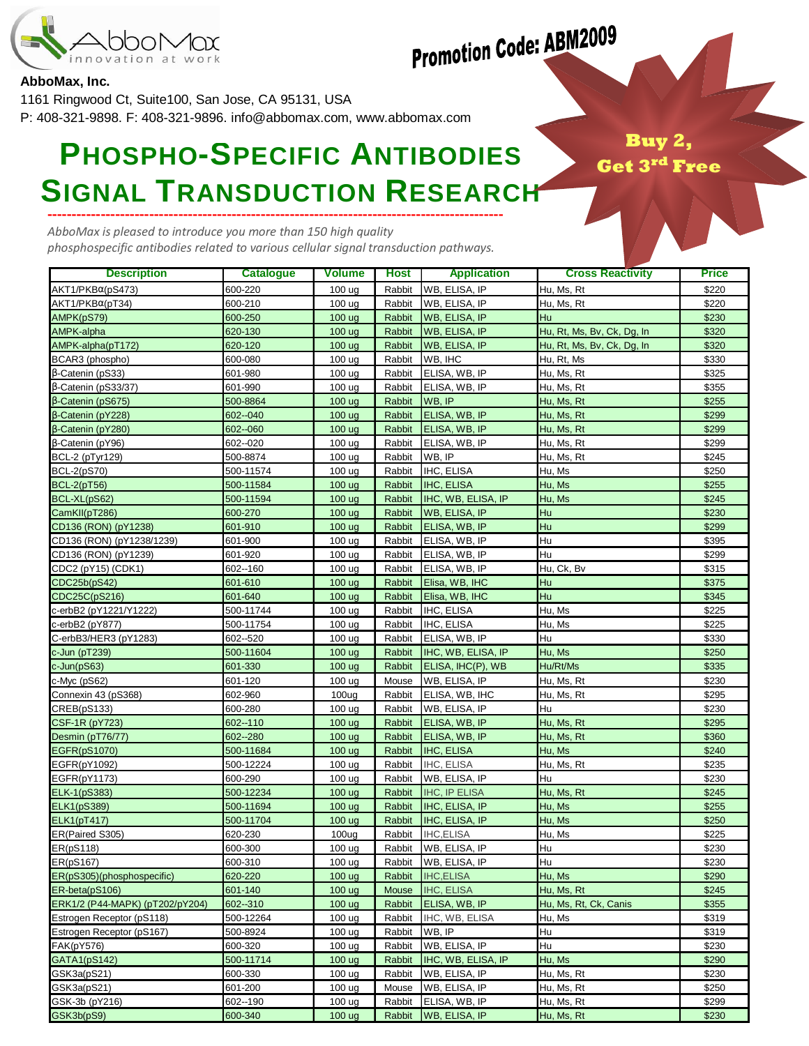**AbboMax, Inc.**

1161 Ringwood Ct, Suite100, San Jose, CA 95131, USA

P: 408-321-9898. F: 408-321-9896. info@abbomax.com, www.abbomax.com

**Promotion Code: ABM2009**

**Buy 2, Get 3rd Free**

# PHOSPHO-SPECIFIC ANTIBODIES
# SIGNAL TRANSDUCTION RESEARCH

*AbboMax is pleased to introduce you more than 150 high quality phosphospecific antibodies related to various cellular signal transduction pathways.*

| Description | Catalogue | Volume | Host | Application | Cross Reactivity | Price |
|---|---|---|---|---|---|---|
| AKT1/PKBα(pS473) | 600-220 | 100 ug | Rabbit | WB, ELISA, IP | Hu, Ms, Rt | $220 |
| AKT1/PKBα(pT34) | 600-210 | 100 ug | Rabbit | WB, ELISA, IP | Hu, Ms, Rt | $220 |
| AMPK(pS79) | 600-250 | 100 ug | Rabbit | WB, ELISA, IP | Hu | $230 |
| AMPK-alpha | 620-130 | 100 ug | Rabbit | WB, ELISA, IP | Hu, Rt, Ms, Bv, Ck, Dg, In | $320 |
| AMPK-alpha(pT172) | 620-120 | 100 ug | Rabbit | WB, ELISA, IP | Hu, Rt, Ms, Bv, Ck, Dg, In | $320 |
| BCAR3 (phospho) | 600-080 | 100 ug | Rabbit | WB, IHC | Hu, Rt, Ms | $330 |
| β-Catenin (pS33) | 601-980 | 100 ug | Rabbit | ELISA, WB, IP | Hu, Ms, Rt | $325 |
| β-Catenin (pS33/37) | 601-990 | 100 ug | Rabbit | ELISA, WB, IP | Hu, Ms, Rt | $355 |
| β-Catenin (pS675) | 500-8864 | 100 ug | Rabbit | WB, IP | Hu, Ms, Rt | $255 |
| β-Catenin (pY228) | 602--040 | 100 ug | Rabbit | ELISA, WB, IP | Hu, Ms, Rt | $299 |
| β-Catenin (pY280) | 602--060 | 100 ug | Rabbit | ELISA, WB, IP | Hu, Ms, Rt | $299 |
| β-Catenin (pY96) | 602--020 | 100 ug | Rabbit | ELISA, WB, IP | Hu, Ms, Rt | $299 |
| BCL-2 (pTyr129) | 500-8874 | 100 ug | Rabbit | WB, IP | Hu, Ms, Rt | $245 |
| BCL-2(pS70) | 500-11574 | 100 ug | Rabbit | IHC, ELISA | Hu, Ms | $250 |
| BCL-2(pT56) | 500-11584 | 100 ug | Rabbit | IHC, ELISA | Hu, Ms | $255 |
| BCL-XL(pS62) | 500-11594 | 100 ug | Rabbit | IHC, WB, ELISA, IP | Hu, Ms | $245 |
| CamKII(pT286) | 600-270 | 100 ug | Rabbit | WB, ELISA, IP | Hu | $230 |
| CD136 (RON) (pY1238) | 601-910 | 100 ug | Rabbit | ELISA, WB, IP | Hu | $299 |
| CD136 (RON) (pY1238/1239) | 601-900 | 100 ug | Rabbit | ELISA, WB, IP | Hu | $395 |
| CD136 (RON) (pY1239) | 601-920 | 100 ug | Rabbit | ELISA, WB, IP | Hu | $299 |
| CDC2 (pY15) (CDK1) | 602--160 | 100 ug | Rabbit | ELISA, WB, IP | Hu, Ck, Bv | $315 |
| CDC25b(pS42) | 601-610 | 100 ug | Rabbit | Elisa, WB, IHC | Hu | $375 |
| CDC25C(pS216) | 601-640 | 100 ug | Rabbit | Elisa, WB, IHC | Hu | $345 |
| c-erbB2 (pY1221/Y1222) | 500-11744 | 100 ug | Rabbit | IHC, ELISA | Hu, Ms | $225 |
| c-erbB2 (pY877) | 500-11754 | 100 ug | Rabbit | IHC, ELISA | Hu, Ms | $225 |
| C-erbB3/HER3 (pY1283) | 602--520 | 100 ug | Rabbit | ELISA, WB, IP | Hu | $330 |
| c-Jun (pT239) | 500-11604 | 100 ug | Rabbit | IHC, WB, ELISA, IP | Hu, Ms | $250 |
| c-Jun(pS63) | 601-330 | 100 ug | Rabbit | ELISA, IHC(P), WB | Hu/Rt/Ms | $335 |
| c-Myc (pS62) | 601-120 | 100 ug | Mouse | WB, ELISA, IP | Hu, Ms, Rt | $230 |
| Connexin 43 (pS368) | 602-960 | 100ug | Rabbit | ELISA, WB, IHC | Hu, Ms, Rt | $295 |
| CREB(pS133) | 600-280 | 100 ug | Rabbit | WB, ELISA, IP | Hu | $230 |
| CSF-1R (pY723) | 602--110 | 100 ug | Rabbit | ELISA, WB, IP | Hu, Ms, Rt | $295 |
| Desmin (pT76/77) | 602--280 | 100 ug | Rabbit | ELISA, WB, IP | Hu, Ms, Rt | $360 |
| EGFR(pS1070) | 500-11684 | 100 ug | Rabbit | IHC, ELISA | Hu, Ms | $240 |
| EGFR(pY1092) | 500-12224 | 100 ug | Rabbit | IHC, ELISA | Hu, Ms, Rt | $235 |
| EGFR(pY1173) | 600-290 | 100 ug | Rabbit | WB, ELISA, IP | Hu | $230 |
| ELK-1(pS383) | 500-12234 | 100 ug | Rabbit | IHC, IP ELISA | Hu, Ms, Rt | $245 |
| ELK1(pS389) | 500-11694 | 100 ug | Rabbit | IHC, ELISA, IP | Hu, Ms | $255 |
| ELK1(pT417) | 500-11704 | 100 ug | Rabbit | IHC, ELISA, IP | Hu, Ms | $250 |
| ER(Paired S305) | 620-230 | 100ug | Rabbit | IHC,ELISA | Hu, Ms | $225 |
| ER(pS118) | 600-300 | 100 ug | Rabbit | WB, ELISA, IP | Hu | $230 |
| ER(pS167) | 600-310 | 100 ug | Rabbit | WB, ELISA, IP | Hu | $230 |
| ER(pS305)(phosphospecific) | 620-220 | 100 ug | Rabbit | IHC,ELISA | Hu, Ms | $290 |
| ER-beta(pS106) | 601-140 | 100 ug | Mouse | IHC, ELISA | Hu, Ms, Rt | $245 |
| ERK1/2 (P44-MAPK) (pT202/pY204) | 602--310 | 100 ug | Rabbit | ELISA, WB, IP | Hu, Ms, Rt, Ck, Canis | $355 |
| Estrogen Receptor (pS118) | 500-12264 | 100 ug | Rabbit | IHC, WB, ELISA | Hu, Ms | $319 |
| Estrogen Receptor (pS167) | 500-8924 | 100 ug | Rabbit | WB, IP | Hu | $319 |
| FAK(pY576) | 600-320 | 100 ug | Rabbit | WB, ELISA, IP | Hu | $230 |
| GATA1(pS142) | 500-11714 | 100 ug | Rabbit | IHC, WB, ELISA, IP | Hu, Ms | $290 |
| GSK3a(pS21) | 600-330 | 100 ug | Rabbit | WB, ELISA, IP | Hu, Ms, Rt | $230 |
| GSK3a(pS21) | 601-200 | 100 ug | Mouse | WB, ELISA, IP | Hu, Ms, Rt | $250 |
| GSK-3b (pY216) | 602--190 | 100 ug | Rabbit | ELISA, WB, IP | Hu, Ms, Rt | $299 |
| GSK3b(pS9) | 600-340 | 100 ug | Rabbit | WB, ELISA, IP | Hu, Ms, Rt | $230 |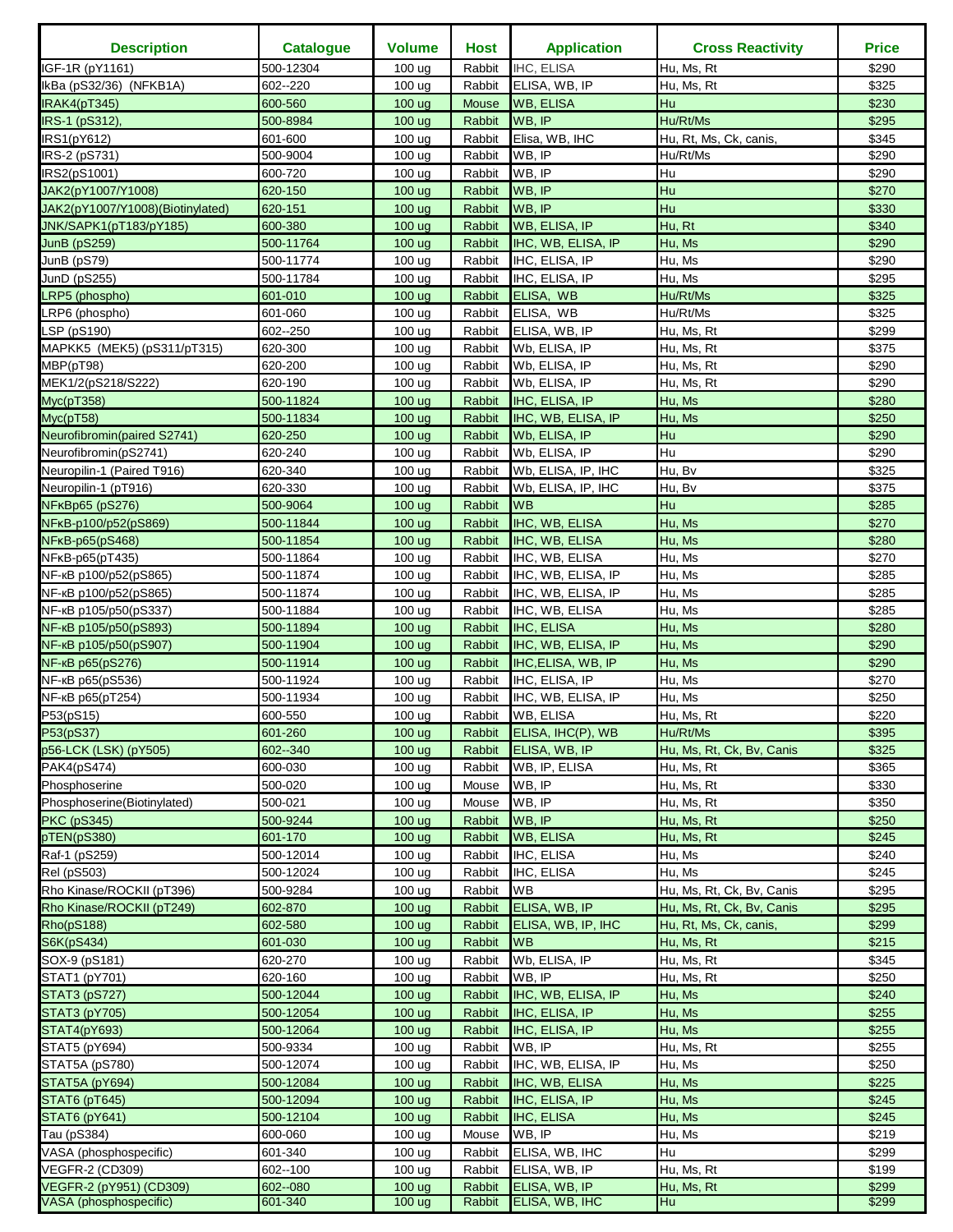| Description | Catalogue | Volume | Host | Application | Cross Reactivity | Price |
|---|---|---|---|---|---|---|
| IGF-1R (pY1161) | 500-12304 | 100 ug | Rabbit | IHC, ELISA | Hu, Ms, Rt | $290 |
| IkBa (pS32/36) (NFKB1A) | 602--220 | 100 ug | Rabbit | ELISA, WB, IP | Hu, Ms, Rt | $325 |
| IRAK4(pT345) | 600-560 | 100 ug | Mouse | WB, ELISA | Hu | $230 |
| IRS-1 (pS312), | 500-8984 | 100 ug | Rabbit | WB, IP | Hu/Rt/Ms | $295 |
| IRS1(pY612) | 601-600 | 100 ug | Rabbit | Elisa, WB, IHC | Hu, Rt, Ms, Ck, canis, | $345 |
| IRS-2 (pS731) | 500-9004 | 100 ug | Rabbit | WB, IP | Hu/Rt/Ms | $290 |
| IRS2(pS1001) | 600-720 | 100 ug | Rabbit | WB, IP | Hu | $290 |
| JAK2(pY1007/Y1008) | 620-150 | 100 ug | Rabbit | WB, IP | Hu | $270 |
| JAK2(pY1007/Y1008)(Biotinylated) | 620-151 | 100 ug | Rabbit | WB, IP | Hu | $330 |
| JNK/SAPK1(pT183/pY185) | 600-380 | 100 ug | Rabbit | WB, ELISA, IP | Hu, Rt | $340 |
| JunB (pS259) | 500-11764 | 100 ug | Rabbit | IHC, WB, ELISA, IP | Hu, Ms | $290 |
| JunB (pS79) | 500-11774 | 100 ug | Rabbit | IHC, ELISA, IP | Hu, Ms | $290 |
| JunD (pS255) | 500-11784 | 100 ug | Rabbit | IHC, ELISA, IP | Hu, Ms | $295 |
| LRP5 (phospho) | 601-010 | 100 ug | Rabbit | ELISA, WB | Hu/Rt/Ms | $325 |
| LRP6 (phospho) | 601-060 | 100 ug | Rabbit | ELISA, WB | Hu/Rt/Ms | $325 |
| LSP (pS190) | 602--250 | 100 ug | Rabbit | ELISA, WB, IP | Hu, Ms, Rt | $299 |
| MAPKK5 (MEK5) (pS311/pT315) | 620-300 | 100 ug | Rabbit | Wb, ELISA, IP | Hu, Ms, Rt | $375 |
| MBP(pT98) | 620-200 | 100 ug | Rabbit | Wb, ELISA, IP | Hu, Ms, Rt | $290 |
| MEK1/2(pS218/S222) | 620-190 | 100 ug | Rabbit | Wb, ELISA, IP | Hu, Ms, Rt | $290 |
| Myc(pT358) | 500-11824 | 100 ug | Rabbit | IHC, ELISA, IP | Hu, Ms | $280 |
| Myc(pT58) | 500-11834 | 100 ug | Rabbit | IHC, WB, ELISA, IP | Hu, Ms | $250 |
| Neurofibromin(paired S2741) | 620-250 | 100 ug | Rabbit | Wb, ELISA, IP | Hu | $290 |
| Neurofibromin(pS2741) | 620-240 | 100 ug | Rabbit | Wb, ELISA, IP | Hu | $290 |
| Neuropilin-1 (Paired T916) | 620-340 | 100 ug | Rabbit | Wb, ELISA, IP, IHC | Hu, Bv | $325 |
| Neuropilin-1 (pT916) | 620-330 | 100 ug | Rabbit | Wb, ELISA, IP, IHC | Hu, Bv | $375 |
| NFκBp65 (pS276) | 500-9064 | 100 ug | Rabbit | WB | Hu | $285 |
| NFκB-p100/p52(pS869) | 500-11844 | 100 ug | Rabbit | IHC, WB, ELISA | Hu, Ms | $270 |
| NFκB-p65(pS468) | 500-11854 | 100 ug | Rabbit | IHC, WB, ELISA | Hu, Ms | $280 |
| NFκB-p65(pT435) | 500-11864 | 100 ug | Rabbit | IHC, WB, ELISA | Hu, Ms | $270 |
| NF-κB p100/p52(pS865) | 500-11874 | 100 ug | Rabbit | IHC, WB, ELISA, IP | Hu, Ms | $285 |
| NF-κB p100/p52(pS865) | 500-11874 | 100 ug | Rabbit | IHC, WB, ELISA, IP | Hu, Ms | $285 |
| NF-κB p105/p50(pS337) | 500-11884 | 100 ug | Rabbit | IHC, WB, ELISA | Hu, Ms | $285 |
| NF-κB p105/p50(pS893) | 500-11894 | 100 ug | Rabbit | IHC, ELISA | Hu, Ms | $280 |
| NF-κB p105/p50(pS907) | 500-11904 | 100 ug | Rabbit | IHC, WB, ELISA, IP | Hu, Ms | $290 |
| NF-κB p65(pS276) | 500-11914 | 100 ug | Rabbit | IHC,ELISA, WB, IP | Hu, Ms | $290 |
| NF-κB p65(pS536) | 500-11924 | 100 ug | Rabbit | IHC, ELISA, IP | Hu, Ms | $270 |
| NF-κB p65(pT254) | 500-11934 | 100 ug | Rabbit | IHC, WB, ELISA, IP | Hu, Ms | $250 |
| P53(pS15) | 600-550 | 100 ug | Rabbit | WB, ELISA | Hu, Ms, Rt | $220 |
| P53(pS37) | 601-260 | 100 ug | Rabbit | ELISA, IHC(P), WB | Hu/Rt/Ms | $395 |
| p56-LCK (LSK) (pY505) | 602--340 | 100 ug | Rabbit | ELISA, WB, IP | Hu, Ms, Rt, Ck, Bv, Canis | $325 |
| PAK4(pS474) | 600-030 | 100 ug | Rabbit | WB, IP, ELISA | Hu, Ms, Rt | $365 |
| Phosphoserine | 500-020 | 100 ug | Mouse | WB, IP | Hu, Ms, Rt | $330 |
| Phosphoserine(Biotinylated) | 500-021 | 100 ug | Mouse | WB, IP | Hu, Ms, Rt | $350 |
| PKC (pS345) | 500-9244 | 100 ug | Rabbit | WB, IP | Hu, Ms, Rt | $250 |
| pTEN(pS380) | 601-170 | 100 ug | Rabbit | WB, ELISA | Hu, Ms, Rt | $245 |
| Raf-1 (pS259) | 500-12014 | 100 ug | Rabbit | IHC, ELISA | Hu, Ms | $240 |
| Rel (pS503) | 500-12024 | 100 ug | Rabbit | IHC, ELISA | Hu, Ms | $245 |
| Rho Kinase/ROCKII (pT396) | 500-9284 | 100 ug | Rabbit | WB | Hu, Ms, Rt, Ck, Bv, Canis | $295 |
| Rho Kinase/ROCKII (pT249) | 602-870 | 100 ug | Rabbit | ELISA, WB, IP | Hu, Ms, Rt, Ck, Bv, Canis | $295 |
| Rho(pS188) | 602-580 | 100 ug | Rabbit | ELISA, WB, IP, IHC | Hu, Rt, Ms, Ck, canis, | $299 |
| S6K(pS434) | 601-030 | 100 ug | Rabbit | WB | Hu, Ms, Rt | $215 |
| SOX-9 (pS181) | 620-270 | 100 ug | Rabbit | Wb, ELISA, IP | Hu, Ms, Rt | $345 |
| STAT1 (pY701) | 620-160 | 100 ug | Rabbit | WB, IP | Hu, Ms, Rt | $250 |
| STAT3 (pS727) | 500-12044 | 100 ug | Rabbit | IHC, WB, ELISA, IP | Hu, Ms | $240 |
| STAT3 (pY705) | 500-12054 | 100 ug | Rabbit | IHC, ELISA, IP | Hu, Ms | $255 |
| STAT4(pY693) | 500-12064 | 100 ug | Rabbit | IHC, ELISA, IP | Hu, Ms | $255 |
| STAT5 (pY694) | 500-9334 | 100 ug | Rabbit | WB, IP | Hu, Ms, Rt | $255 |
| STAT5A (pS780) | 500-12074 | 100 ug | Rabbit | IHC, WB, ELISA, IP | Hu, Ms | $250 |
| STAT5A (pY694) | 500-12084 | 100 ug | Rabbit | IHC, WB, ELISA | Hu, Ms | $225 |
| STAT6 (pT645) | 500-12094 | 100 ug | Rabbit | IHC, ELISA, IP | Hu, Ms | $245 |
| STAT6 (pY641) | 500-12104 | 100 ug | Rabbit | IHC, ELISA | Hu, Ms | $245 |
| Tau (pS384) | 600-060 | 100 ug | Mouse | WB, IP | Hu, Ms | $219 |
| VASA (phosphospecific) | 601-340 | 100 ug | Rabbit | ELISA, WB, IHC | Hu | $299 |
| VEGFR-2 (CD309) | 602--100 | 100 ug | Rabbit | ELISA, WB, IP | Hu, Ms, Rt | $199 |
| VEGFR-2 (pY951) (CD309) | 602--080 | 100 ug | Rabbit | ELISA, WB, IP | Hu, Ms, Rt | $299 |
| VASA (phosphospecific) | 601-340 | 100 ug | Rabbit | ELISA, WB, IHC | Hu | $299 |